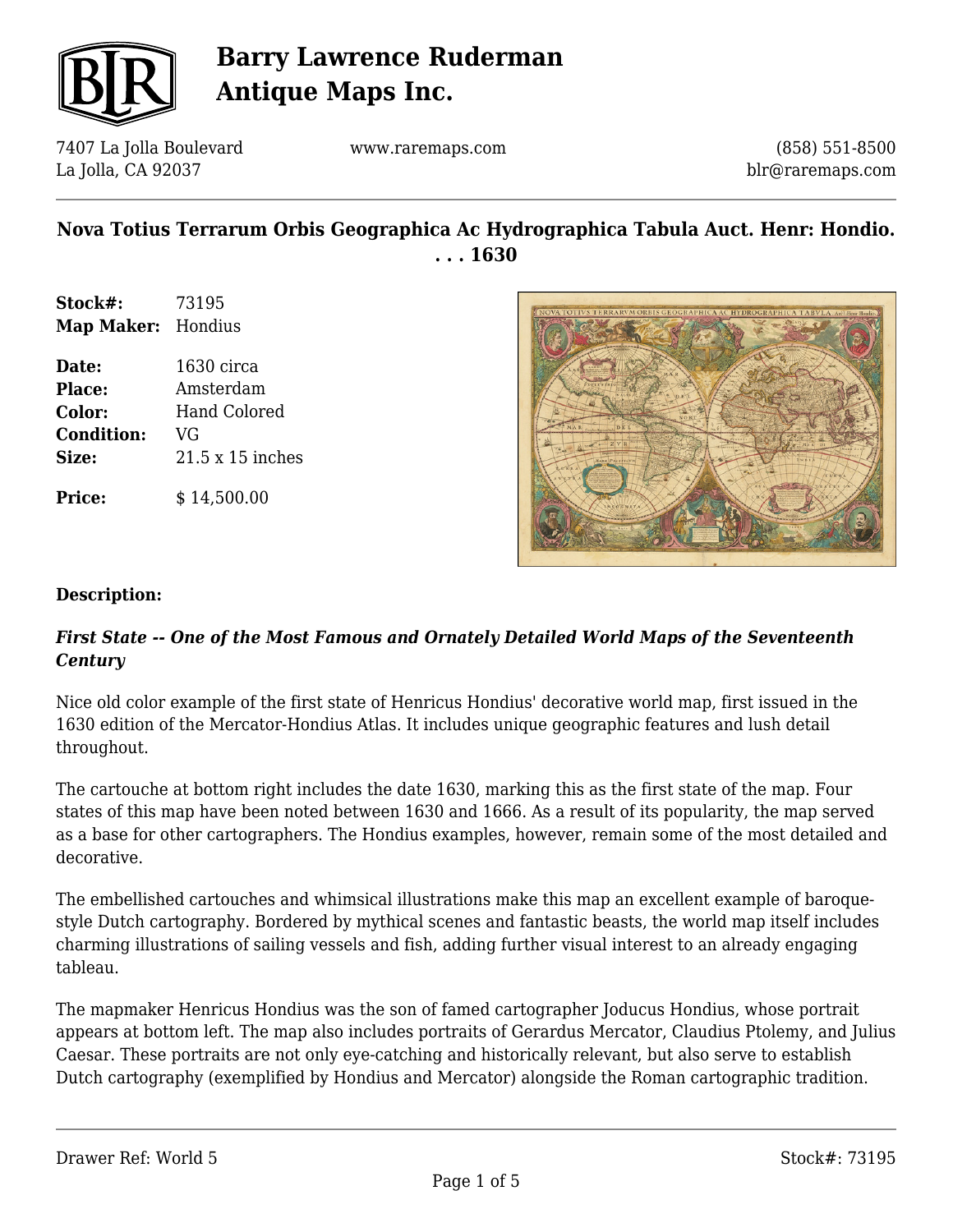# Barry Lawrence Ruderman Antique Maps Inc.

7407 La Jolla Boulevard
La Jolla, CA 92037

www.raremaps.com

(858) 551-8500
blr@raremaps.com

## Nova Totius Terrarum Orbis Geographica Ac Hydrographica Tabula Auct. Henr: Hondio. . . . 1630

| | |
|---|---|
| **Stock#:** | 73195 |
| **Map Maker:** | Hondius |
| **Date:** | 1630 circa |
| **Place:** | Amsterdam |
| **Color:** | Hand Colored |
| **Condition:** | VG |
| **Size:** | 21.5 x 15 inches |
| **Price:** | $ 14,500.00 |

**Description:**

***First State -- One of the Most Famous and Ornately Detailed World Maps of the Seventeenth Century***

Nice old color example of the first state of Henricus Hondius' decorative world map, first issued in the 1630 edition of the Mercator-Hondius Atlas. It includes unique geographic features and lush detail throughout.

The cartouche at bottom right includes the date 1630, marking this as the first state of the map. Four states of this map have been noted between 1630 and 1666. As a result of its popularity, the map served as a base for other cartographers. The Hondius examples, however, remain some of the most detailed and decorative.

The embellished cartouches and whimsical illustrations make this map an excellent example of baroque-style Dutch cartography. Bordered by mythical scenes and fantastic beasts, the world map itself includes charming illustrations of sailing vessels and fish, adding further visual interest to an already engaging tableau.

The mapmaker Henricus Hondius was the son of famed cartographer Joducus Hondius, whose portrait appears at bottom left. The map also includes portraits of Gerardus Mercator, Claudius Ptolemy, and Julius Caesar. These portraits are not only eye-catching and historically relevant, but also serve to establish Dutch cartography (exemplified by Hondius and Mercator) alongside the Roman cartographic tradition.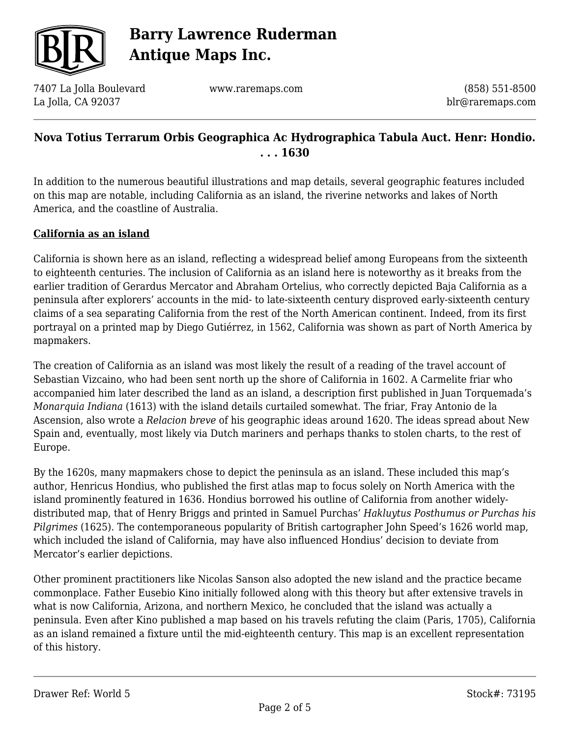## Nova Totius Terrarum Orbis Geographica Ac Hydrographica Tabula Auct. Henr: Hondio. . . . 1630

In addition to the numerous beautiful illustrations and map details, several geographic features included on this map are notable, including California as an island, the riverine networks and lakes of North America, and the coastline of Australia.

### California as an island

California is shown here as an island, reflecting a widespread belief among Europeans from the sixteenth to eighteenth centuries. The inclusion of California as an island here is noteworthy as it breaks from the earlier tradition of Gerardus Mercator and Abraham Ortelius, who correctly depicted Baja California as a peninsula after explorers' accounts in the mid- to late-sixteenth century disproved early-sixteenth century claims of a sea separating California from the rest of the North American continent. Indeed, from its first portrayal on a printed map by Diego Gutiérrez, in 1562, California was shown as part of North America by mapmakers.

The creation of California as an island was most likely the result of a reading of the travel account of Sebastian Vizcaino, who had been sent north up the shore of California in 1602. A Carmelite friar who accompanied him later described the land as an island, a description first published in Juan Torquemada's *Monarquia Indiana* (1613) with the island details curtailed somewhat. The friar, Fray Antonio de la Ascension, also wrote a *Relacion breve* of his geographic ideas around 1620. The ideas spread about New Spain and, eventually, most likely via Dutch mariners and perhaps thanks to stolen charts, to the rest of Europe.

By the 1620s, many mapmakers chose to depict the peninsula as an island. These included this map's author, Henricus Hondius, who published the first atlas map to focus solely on North America with the island prominently featured in 1636. Hondius borrowed his outline of California from another widely-distributed map, that of Henry Briggs and printed in Samuel Purchas' *Hakluytus Posthumus or Purchas his Pilgrimes* (1625). The contemporaneous popularity of British cartographer John Speed's 1626 world map, which included the island of California, may have also influenced Hondius' decision to deviate from Mercator's earlier depictions.

Other prominent practitioners like Nicolas Sanson also adopted the new island and the practice became commonplace. Father Eusebio Kino initially followed along with this theory but after extensive travels in what is now California, Arizona, and northern Mexico, he concluded that the island was actually a peninsula. Even after Kino published a map based on his travels refuting the claim (Paris, 1705), California as an island remained a fixture until the mid-eighteenth century. This map is an excellent representation of this history.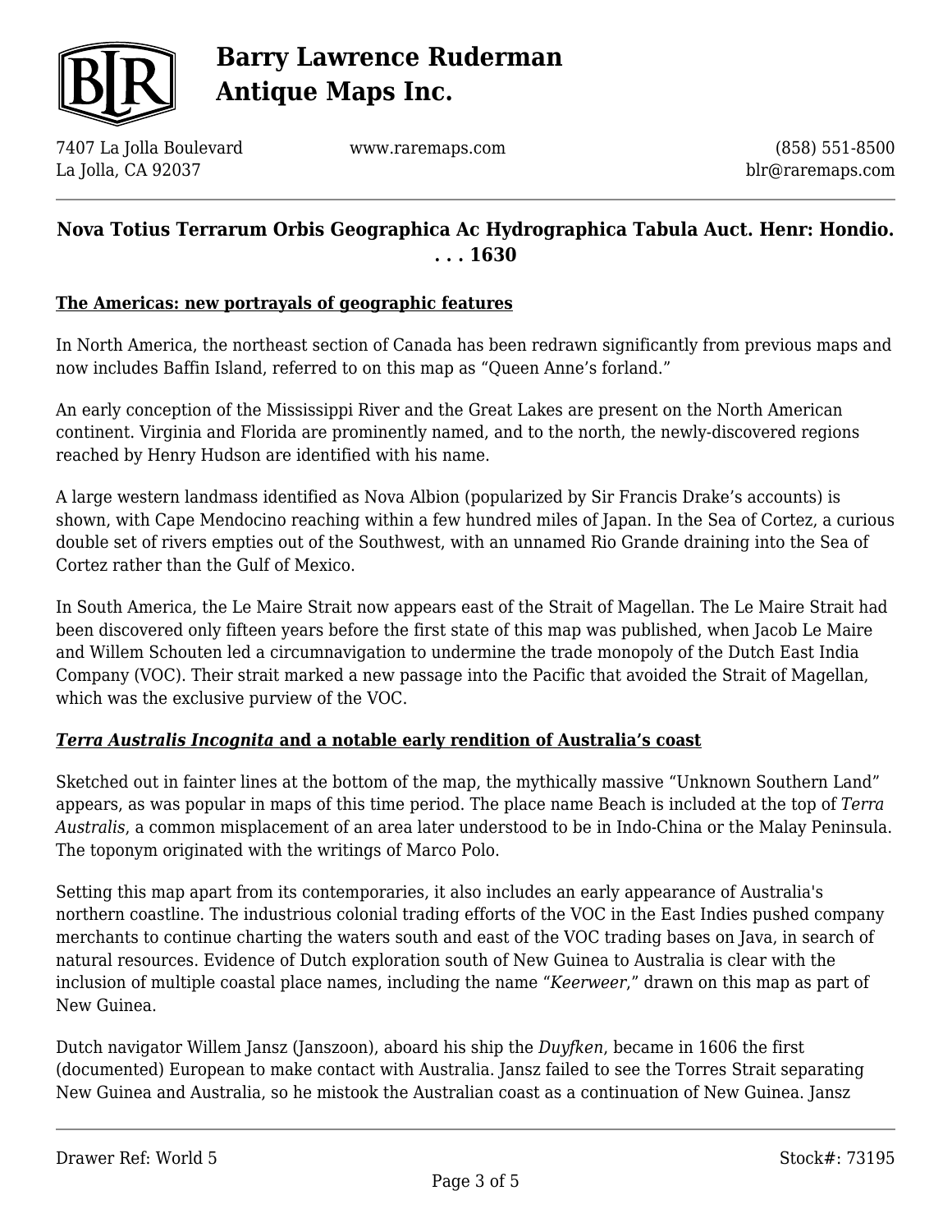**Nova Totius Terrarum Orbis Geographica Ac Hydrographica Tabula Auct. Henr: Hondio. . . . 1630**

**The Americas: new portrayals of geographic features**

In North America, the northeast section of Canada has been redrawn significantly from previous maps and now includes Baffin Island, referred to on this map as "Queen Anne's forland."

An early conception of the Mississippi River and the Great Lakes are present on the North American continent. Virginia and Florida are prominently named, and to the north, the newly-discovered regions reached by Henry Hudson are identified with his name.

A large western landmass identified as Nova Albion (popularized by Sir Francis Drake's accounts) is shown, with Cape Mendocino reaching within a few hundred miles of Japan. In the Sea of Cortez, a curious double set of rivers empties out of the Southwest, with an unnamed Rio Grande draining into the Sea of Cortez rather than the Gulf of Mexico.

In South America, the Le Maire Strait now appears east of the Strait of Magellan. The Le Maire Strait had been discovered only fifteen years before the first state of this map was published, when Jacob Le Maire and Willem Schouten led a circumnavigation to undermine the trade monopoly of the Dutch East India Company (VOC). Their strait marked a new passage into the Pacific that avoided the Strait of Magellan, which was the exclusive purview of the VOC.

***Terra Australis Incognita* and a notable early rendition of Australia's coast**

Sketched out in fainter lines at the bottom of the map, the mythically massive "Unknown Southern Land" appears, as was popular in maps of this time period. The place name Beach is included at the top of *Terra Australis*, a common misplacement of an area later understood to be in Indo-China or the Malay Peninsula. The toponym originated with the writings of Marco Polo.

Setting this map apart from its contemporaries, it also includes an early appearance of Australia's northern coastline. The industrious colonial trading efforts of the VOC in the East Indies pushed company merchants to continue charting the waters south and east of the VOC trading bases on Java, in search of natural resources. Evidence of Dutch exploration south of New Guinea to Australia is clear with the inclusion of multiple coastal place names, including the name "*Keerweer*," drawn on this map as part of New Guinea.

Dutch navigator Willem Jansz (Janszoon), aboard his ship the *Duyfken*, became in 1606 the first (documented) European to make contact with Australia. Jansz failed to see the Torres Strait separating New Guinea and Australia, so he mistook the Australian coast as a continuation of New Guinea. Jansz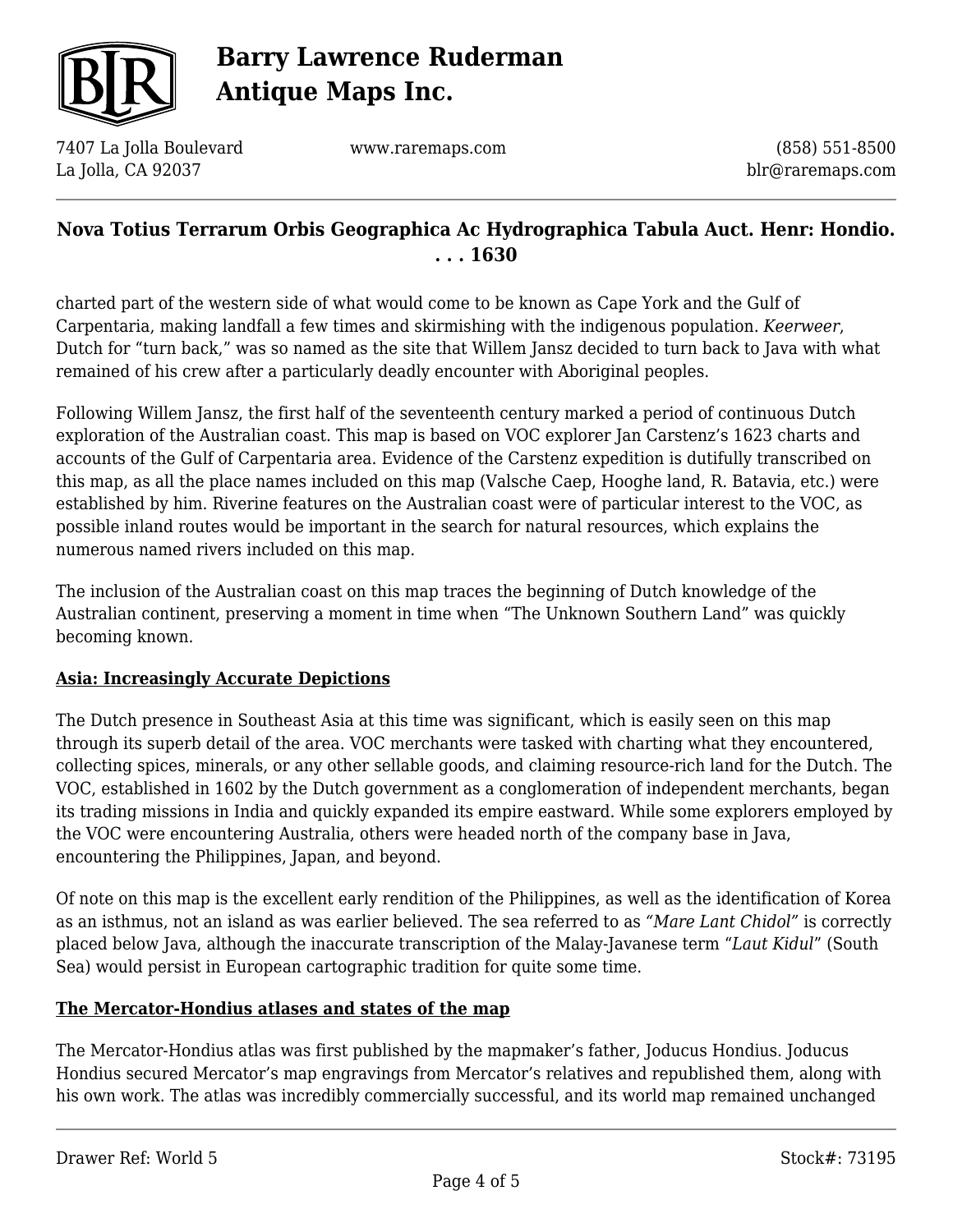charted part of the western side of what would come to be known as Cape York and the Gulf of Carpentaria, making landfall a few times and skirmishing with the indigenous population. *Keerweer*, Dutch for "turn back," was so named as the site that Willem Jansz decided to turn back to Java with what remained of his crew after a particularly deadly encounter with Aboriginal peoples.

Following Willem Jansz, the first half of the seventeenth century marked a period of continuous Dutch exploration of the Australian coast. This map is based on VOC explorer Jan Carstenz's 1623 charts and accounts of the Gulf of Carpentaria area. Evidence of the Carstenz expedition is dutifully transcribed on this map, as all the place names included on this map (Valsche Caep, Hooghe land, R. Batavia, etc.) were established by him. Riverine features on the Australian coast were of particular interest to the VOC, as possible inland routes would be important in the search for natural resources, which explains the numerous named rivers included on this map.

The inclusion of the Australian coast on this map traces the beginning of Dutch knowledge of the Australian continent, preserving a moment in time when "The Unknown Southern Land" was quickly becoming known.

## Asia: Increasingly Accurate Depictions

The Dutch presence in Southeast Asia at this time was significant, which is easily seen on this map through its superb detail of the area. VOC merchants were tasked with charting what they encountered, collecting spices, minerals, or any other sellable goods, and claiming resource-rich land for the Dutch. The VOC, established in 1602 by the Dutch government as a conglomeration of independent merchants, began its trading missions in India and quickly expanded its empire eastward. While some explorers employed by the VOC were encountering Australia, others were headed north of the company base in Java, encountering the Philippines, Japan, and beyond.

Of note on this map is the excellent early rendition of the Philippines, as well as the identification of Korea as an isthmus, not an island as was earlier believed. The sea referred to as *"Mare Lant Chidol"* is correctly placed below Java, although the inaccurate transcription of the Malay-Javanese term "*Laut Kidul*" (South Sea) would persist in European cartographic tradition for quite some time.

## The Mercator-Hondius atlases and states of the map

The Mercator-Hondius atlas was first published by the mapmaker's father, Joducus Hondius. Joducus Hondius secured Mercator's map engravings from Mercator's relatives and republished them, along with his own work. The atlas was incredibly commercially successful, and its world map remained unchanged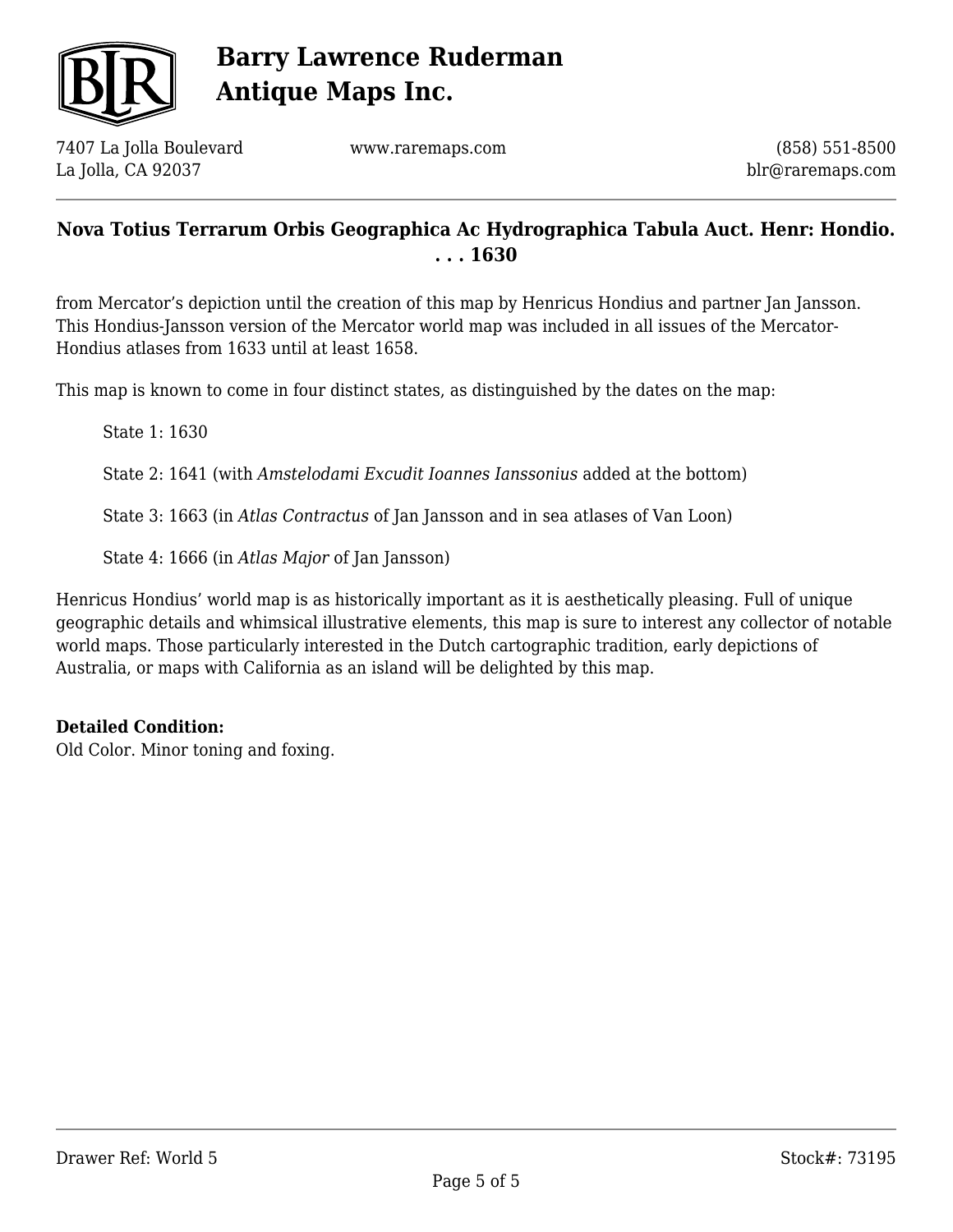from Mercator's depiction until the creation of this map by Henricus Hondius and partner Jan Jansson. This Hondius-Jansson version of the Mercator world map was included in all issues of the Mercator-Hondius atlases from 1633 until at least 1658.

This map is known to come in four distinct states, as distinguished by the dates on the map:

> State 1: 1630
>
> State 2: 1641 (with *Amstelodami Excudit Ioannes Ianssonius* added at the bottom)
>
> State 3: 1663 (in *Atlas Contractus* of Jan Jansson and in sea atlases of Van Loon)
>
> State 4: 1666 (in *Atlas Major* of Jan Jansson)

Henricus Hondius' world map is as historically important as it is aesthetically pleasing. Full of unique geographic details and whimsical illustrative elements, this map is sure to interest any collector of notable world maps. Those particularly interested in the Dutch cartographic tradition, early depictions of Australia, or maps with California as an island will be delighted by this map.

**Detailed Condition:**
Old Color. Minor toning and foxing.